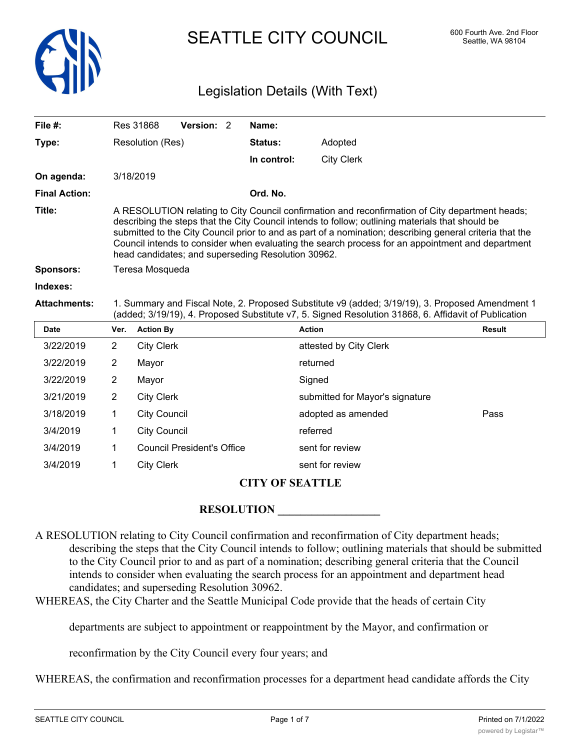# SEATTLE CITY COUNCIL

600 Fourth Ave. 2nd Floor
Seattle, WA 98104

## Legislation Details (With Text)

| | | | |
|---|---|---|---|
| **File #:** | Res 31868 **Version:** 2 | **Name:** | |
| **Type:** | Resolution (Res) | **Status:** | Adopted |
| | | **In control:** | City Clerk |
| **On agenda:** | 3/18/2019 | | |
| **Final Action:** | | **Ord. No.** | |

**Title:** A RESOLUTION relating to City Council confirmation and reconfirmation of City department heads; describing the steps that the City Council intends to follow; outlining materials that should be submitted to the City Council prior to and as part of a nomination; describing general criteria that the Council intends to consider when evaluating the search process for an appointment and department head candidates; and superseding Resolution 30962.

**Sponsors:** Teresa Mosqueda

**Indexes:**

**Attachments:** 1. Summary and Fiscal Note, 2. Proposed Substitute v9 (added; 3/19/19), 3. Proposed Amendment 1 (added; 3/19/19), 4. Proposed Substitute v7, 5. Signed Resolution 31868, 6. Affidavit of Publication

| Date | Ver. | Action By | Action | Result |
|---|---|---|---|---|
| 3/22/2019 | 2 | City Clerk | attested by City Clerk | |
| 3/22/2019 | 2 | Mayor | returned | |
| 3/22/2019 | 2 | Mayor | Signed | |
| 3/21/2019 | 2 | City Clerk | submitted for Mayor's signature | |
| 3/18/2019 | 1 | City Council | adopted as amended | Pass |
| 3/4/2019 | 1 | City Council | referred | |
| 3/4/2019 | 1 | Council President's Office | sent for review | |
| 3/4/2019 | 1 | City Clerk | sent for review | |

**CITY OF SEATTLE**

**RESOLUTION __________________**

A RESOLUTION relating to City Council confirmation and reconfirmation of City department heads; describing the steps that the City Council intends to follow; outlining materials that should be submitted to the City Council prior to and as part of a nomination; describing general criteria that the Council intends to consider when evaluating the search process for an appointment and department head candidates; and superseding Resolution 30962.

WHEREAS, the City Charter and the Seattle Municipal Code provide that the heads of certain City departments are subject to appointment or reappointment by the Mayor, and confirmation or reconfirmation by the City Council every four years; and

WHEREAS, the confirmation and reconfirmation processes for a department head candidate affords the City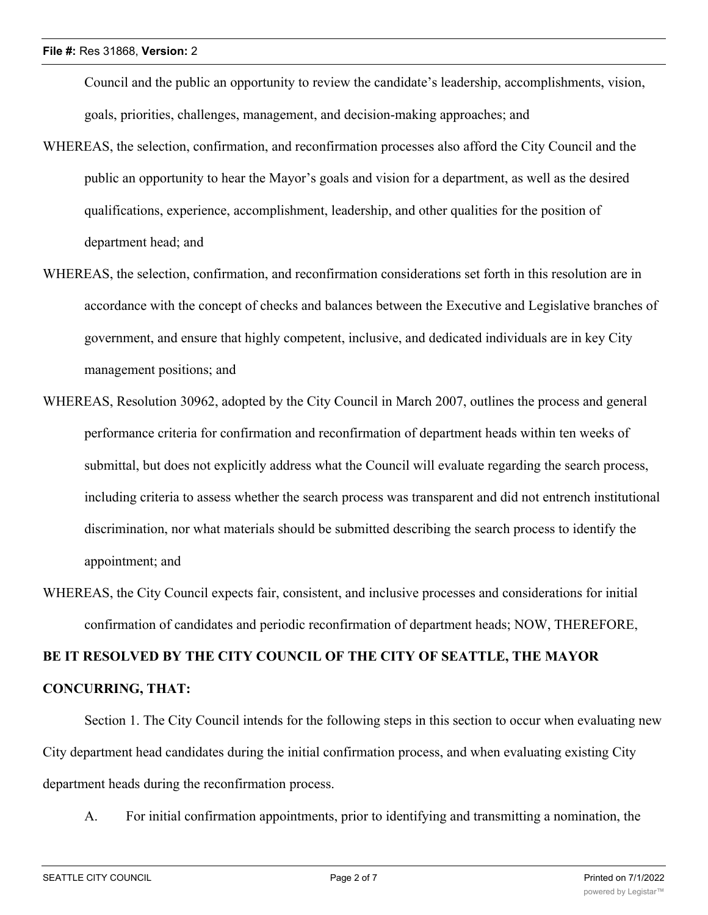Council and the public an opportunity to review the candidate's leadership, accomplishments, vision, goals, priorities, challenges, management, and decision-making approaches; and

WHEREAS, the selection, confirmation, and reconfirmation processes also afford the City Council and the public an opportunity to hear the Mayor's goals and vision for a department, as well as the desired qualifications, experience, accomplishment, leadership, and other qualities for the position of department head; and

WHEREAS, the selection, confirmation, and reconfirmation considerations set forth in this resolution are in accordance with the concept of checks and balances between the Executive and Legislative branches of government, and ensure that highly competent, inclusive, and dedicated individuals are in key City management positions; and

WHEREAS, Resolution 30962, adopted by the City Council in March 2007, outlines the process and general performance criteria for confirmation and reconfirmation of department heads within ten weeks of submittal, but does not explicitly address what the Council will evaluate regarding the search process, including criteria to assess whether the search process was transparent and did not entrench institutional discrimination, nor what materials should be submitted describing the search process to identify the appointment; and

WHEREAS, the City Council expects fair, consistent, and inclusive processes and considerations for initial confirmation of candidates and periodic reconfirmation of department heads; NOW, THEREFORE,

**BE IT RESOLVED BY THE CITY COUNCIL OF THE CITY OF SEATTLE, THE MAYOR CONCURRING, THAT:**

Section 1. The City Council intends for the following steps in this section to occur when evaluating new City department head candidates during the initial confirmation process, and when evaluating existing City department heads during the reconfirmation process.

A. For initial confirmation appointments, prior to identifying and transmitting a nomination, the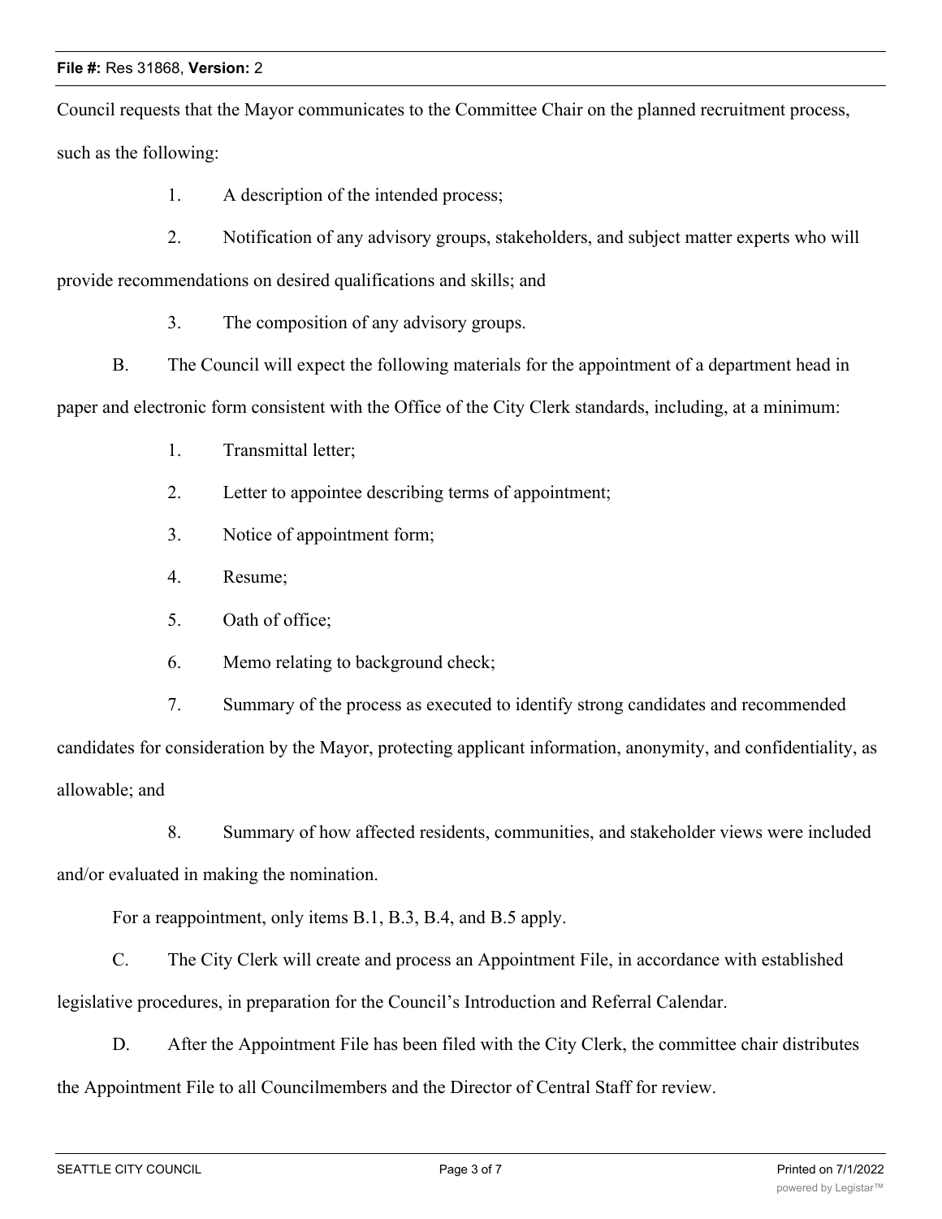Council requests that the Mayor communicates to the Committee Chair on the planned recruitment process, such as the following:

1. A description of the intended process;
2. Notification of any advisory groups, stakeholders, and subject matter experts who will provide recommendations on desired qualifications and skills; and
3. The composition of any advisory groups.

B. The Council will expect the following materials for the appointment of a department head in paper and electronic form consistent with the Office of the City Clerk standards, including, at a minimum:

1. Transmittal letter;
2. Letter to appointee describing terms of appointment;
3. Notice of appointment form;
4. Resume;
5. Oath of office;
6. Memo relating to background check;
7. Summary of the process as executed to identify strong candidates and recommended candidates for consideration by the Mayor, protecting applicant information, anonymity, and confidentiality, as allowable; and
8. Summary of how affected residents, communities, and stakeholder views were included and/or evaluated in making the nomination.

For a reappointment, only items B.1, B.3, B.4, and B.5 apply.

C. The City Clerk will create and process an Appointment File, in accordance with established legislative procedures, in preparation for the Council's Introduction and Referral Calendar.

D. After the Appointment File has been filed with the City Clerk, the committee chair distributes the Appointment File to all Councilmembers and the Director of Central Staff for review.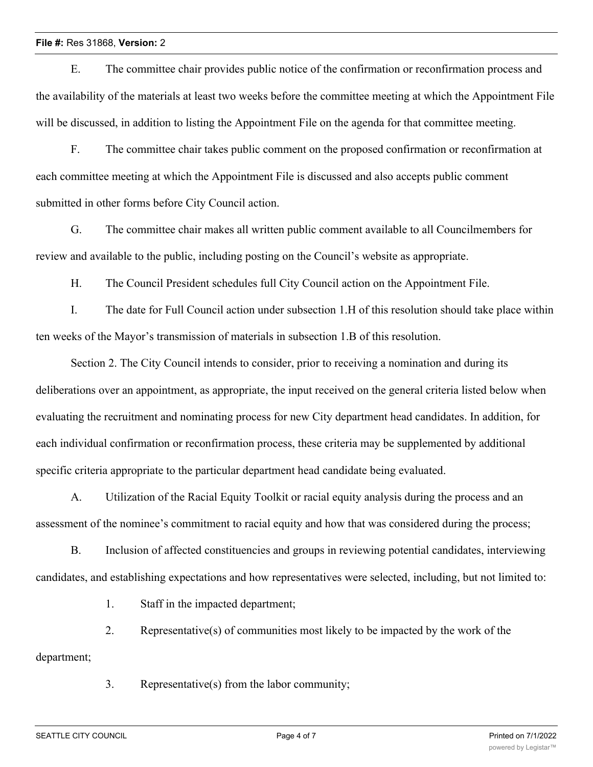E. The committee chair provides public notice of the confirmation or reconfirmation process and the availability of the materials at least two weeks before the committee meeting at which the Appointment File will be discussed, in addition to listing the Appointment File on the agenda for that committee meeting.

F. The committee chair takes public comment on the proposed confirmation or reconfirmation at each committee meeting at which the Appointment File is discussed and also accepts public comment submitted in other forms before City Council action.

G. The committee chair makes all written public comment available to all Councilmembers for review and available to the public, including posting on the Council's website as appropriate.

H. The Council President schedules full City Council action on the Appointment File.

I. The date for Full Council action under subsection 1.H of this resolution should take place within ten weeks of the Mayor's transmission of materials in subsection 1.B of this resolution.

Section 2. The City Council intends to consider, prior to receiving a nomination and during its deliberations over an appointment, as appropriate, the input received on the general criteria listed below when evaluating the recruitment and nominating process for new City department head candidates. In addition, for each individual confirmation or reconfirmation process, these criteria may be supplemented by additional specific criteria appropriate to the particular department head candidate being evaluated.

A. Utilization of the Racial Equity Toolkit or racial equity analysis during the process and an assessment of the nominee's commitment to racial equity and how that was considered during the process;

B. Inclusion of affected constituencies and groups in reviewing potential candidates, interviewing candidates, and establishing expectations and how representatives were selected, including, but not limited to:

1. Staff in the impacted department;

2. Representative(s) of communities most likely to be impacted by the work of the department;

3. Representative(s) from the labor community;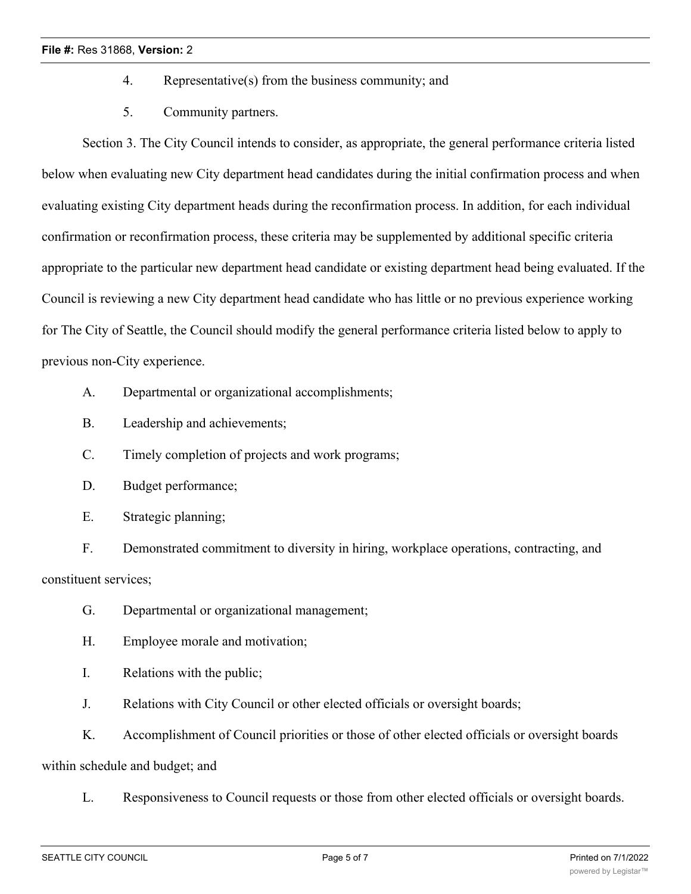4. Representative(s) from the business community; and

5. Community partners.

Section 3. The City Council intends to consider, as appropriate, the general performance criteria listed below when evaluating new City department head candidates during the initial confirmation process and when evaluating existing City department heads during the reconfirmation process. In addition, for each individual confirmation or reconfirmation process, these criteria may be supplemented by additional specific criteria appropriate to the particular new department head candidate or existing department head being evaluated. If the Council is reviewing a new City department head candidate who has little or no previous experience working for The City of Seattle, the Council should modify the general performance criteria listed below to apply to previous non-City experience.

A. Departmental or organizational accomplishments;

B. Leadership and achievements;

C. Timely completion of projects and work programs;

D. Budget performance;

E. Strategic planning;

F. Demonstrated commitment to diversity in hiring, workplace operations, contracting, and constituent services;

G. Departmental or organizational management;

H. Employee morale and motivation;

I. Relations with the public;

J. Relations with City Council or other elected officials or oversight boards;

K. Accomplishment of Council priorities or those of other elected officials or oversight boards within schedule and budget; and

L. Responsiveness to Council requests or those from other elected officials or oversight boards.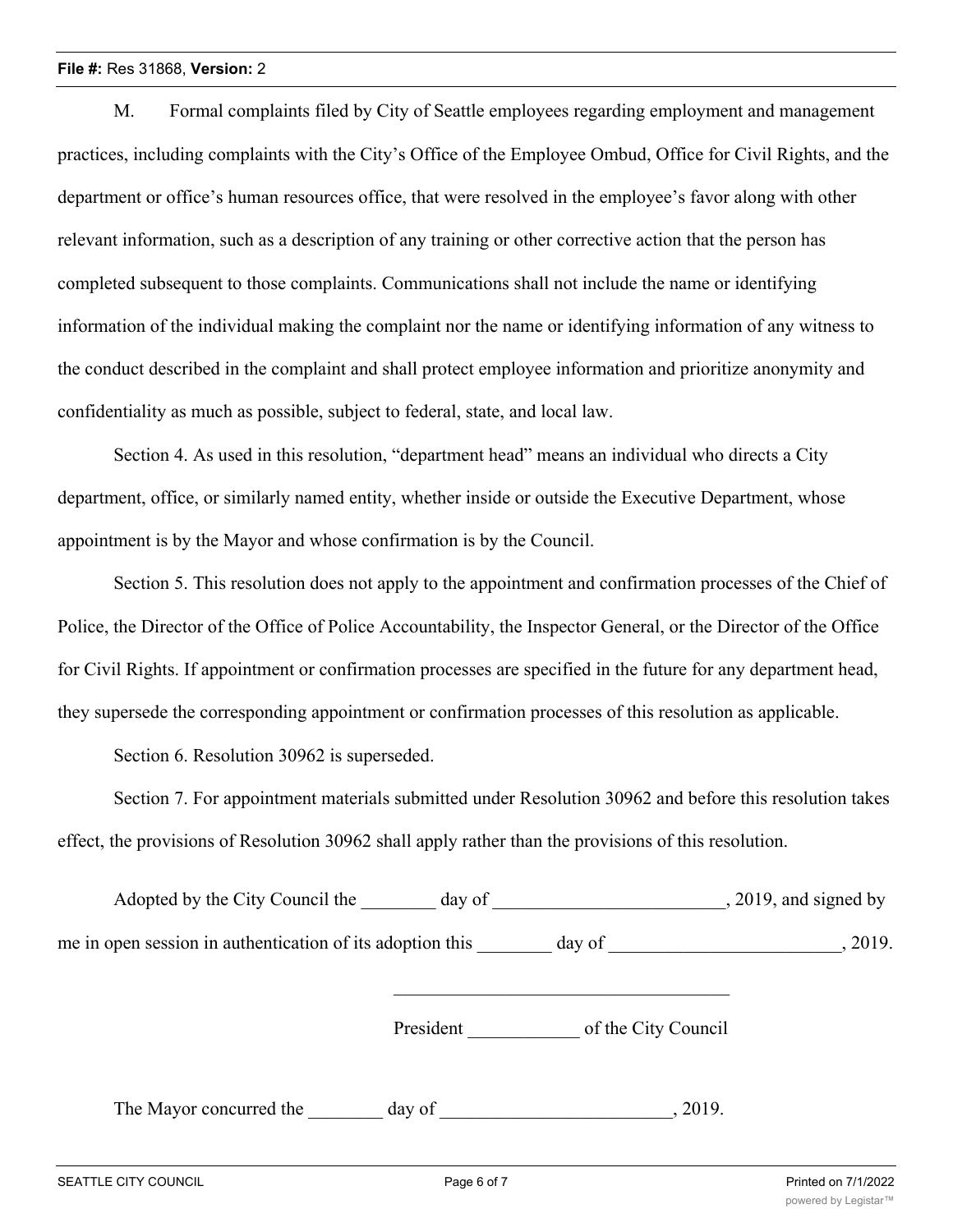M. Formal complaints filed by City of Seattle employees regarding employment and management practices, including complaints with the City's Office of the Employee Ombud, Office for Civil Rights, and the department or office's human resources office, that were resolved in the employee's favor along with other relevant information, such as a description of any training or other corrective action that the person has completed subsequent to those complaints. Communications shall not include the name or identifying information of the individual making the complaint nor the name or identifying information of any witness to the conduct described in the complaint and shall protect employee information and prioritize anonymity and confidentiality as much as possible, subject to federal, state, and local law.

Section 4. As used in this resolution, "department head" means an individual who directs a City department, office, or similarly named entity, whether inside or outside the Executive Department, whose appointment is by the Mayor and whose confirmation is by the Council.

Section 5. This resolution does not apply to the appointment and confirmation processes of the Chief of Police, the Director of the Office of Police Accountability, the Inspector General, or the Director of the Office for Civil Rights. If appointment or confirmation processes are specified in the future for any department head, they supersede the corresponding appointment or confirmation processes of this resolution as applicable.

Section 6. Resolution 30962 is superseded.

Section 7. For appointment materials submitted under Resolution 30962 and before this resolution takes effect, the provisions of Resolution 30962 shall apply rather than the provisions of this resolution.

Adopted by the City Council the ________ day of _________________________, 2019, and signed by me in open session in authentication of its adoption this ________ day of _________________________, 2019.

_____________________________________

President ____________ of the City Council

The Mayor concurred the ________ day of _________________________, 2019.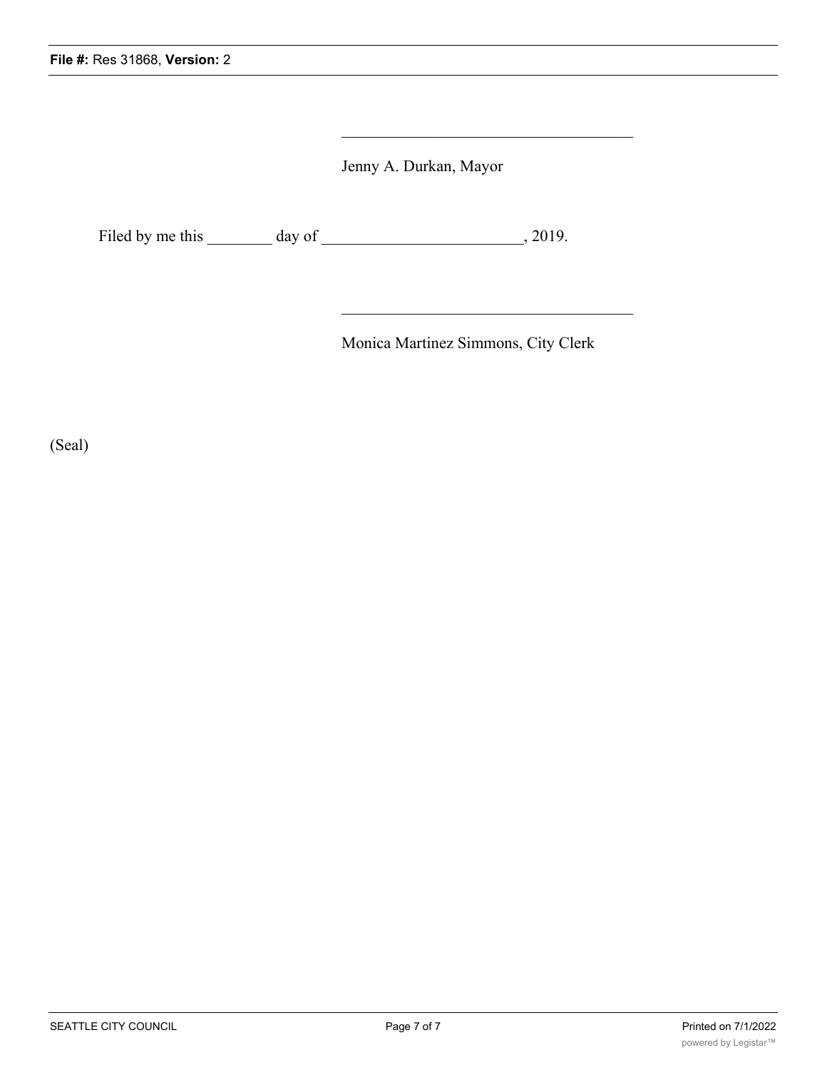\_\_\_\_\_\_\_\_\_\_\_\_\_\_\_\_\_\_\_\_\_\_\_\_\_\_\_\_\_\_\_\_\_\_\_\_

Jenny A. Durkan, Mayor

Filed by me this \_\_\_\_\_\_\_\_ day of \_\_\_\_\_\_\_\_\_\_\_\_\_\_\_\_\_\_\_\_\_\_\_\_\_, 2019.

\_\_\_\_\_\_\_\_\_\_\_\_\_\_\_\_\_\_\_\_\_\_\_\_\_\_\_\_\_\_\_\_\_\_\_\_

Monica Martinez Simmons, City Clerk

(Seal)